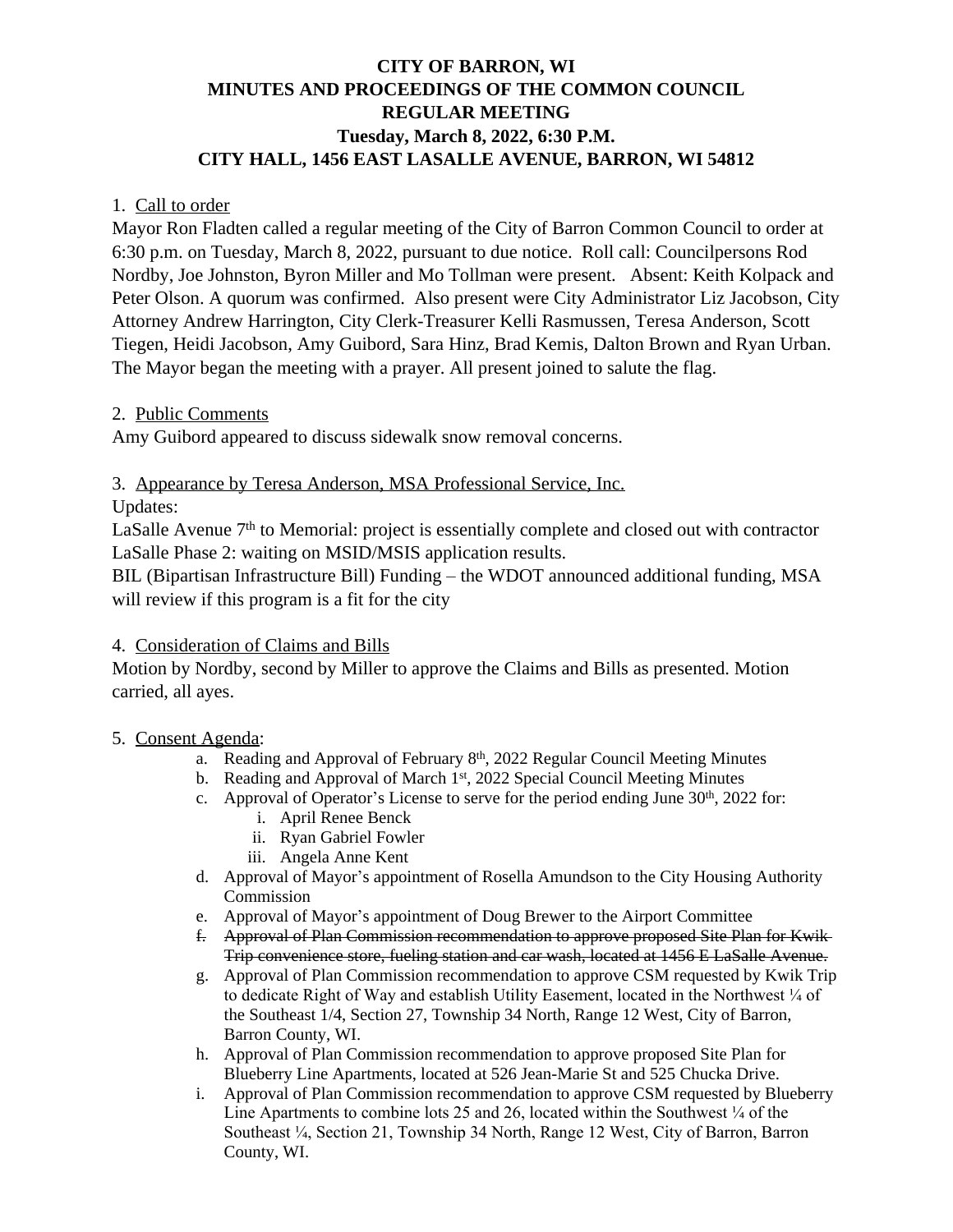# CITY OF BARRON, WI
# MINUTES AND PROCEEDINGS OF THE COMMON COUNCIL
# REGULAR MEETING
# Tuesday, March 8, 2022, 6:30 P.M.
# CITY HALL, 1456 EAST LASALLE AVENUE, BARRON, WI 54812

1. Call to order

Mayor Ron Fladten called a regular meeting of the City of Barron Common Council to order at 6:30 p.m. on Tuesday, March 8, 2022, pursuant to due notice. Roll call: Councilpersons Rod Nordby, Joe Johnston, Byron Miller and Mo Tollman were present. Absent: Keith Kolpack and Peter Olson. A quorum was confirmed. Also present were City Administrator Liz Jacobson, City Attorney Andrew Harrington, City Clerk-Treasurer Kelli Rasmussen, Teresa Anderson, Scott Tiegen, Heidi Jacobson, Amy Guibord, Sara Hinz, Brad Kemis, Dalton Brown and Ryan Urban. The Mayor began the meeting with a prayer. All present joined to salute the flag.

2. Public Comments

Amy Guibord appeared to discuss sidewalk snow removal concerns.

3. Appearance by Teresa Anderson, MSA Professional Service, Inc.

Updates:

LaSalle Avenue 7th to Memorial: project is essentially complete and closed out with contractor
LaSalle Phase 2: waiting on MSID/MSIS application results.

BIL (Bipartisan Infrastructure Bill) Funding – the WDOT announced additional funding, MSA will review if this program is a fit for the city

4. Consideration of Claims and Bills

Motion by Nordby, second by Miller to approve the Claims and Bills as presented. Motion carried, all ayes.

5. Consent Agenda:

a. Reading and Approval of February 8th, 2022 Regular Council Meeting Minutes
b. Reading and Approval of March 1st, 2022 Special Council Meeting Minutes
c. Approval of Operator's License to serve for the period ending June 30th, 2022 for:
   i. April Renee Benck
   ii. Ryan Gabriel Fowler
   iii. Angela Anne Kent
d. Approval of Mayor's appointment of Rosella Amundson to the City Housing Authority Commission
e. Approval of Mayor's appointment of Doug Brewer to the Airport Committee
f. ~~Approval of Plan Commission recommendation to approve proposed Site Plan for Kwik Trip convenience store, fueling station and car wash, located at 1456 E LaSalle Avenue.~~
g. Approval of Plan Commission recommendation to approve CSM requested by Kwik Trip to dedicate Right of Way and establish Utility Easement, located in the Northwest ¼ of the Southeast 1/4, Section 27, Township 34 North, Range 12 West, City of Barron, Barron County, WI.
h. Approval of Plan Commission recommendation to approve proposed Site Plan for Blueberry Line Apartments, located at 526 Jean-Marie St and 525 Chucka Drive.
i. Approval of Plan Commission recommendation to approve CSM requested by Blueberry Line Apartments to combine lots 25 and 26, located within the Southwest ¼ of the Southeast ¼, Section 21, Township 34 North, Range 12 West, City of Barron, Barron County, WI.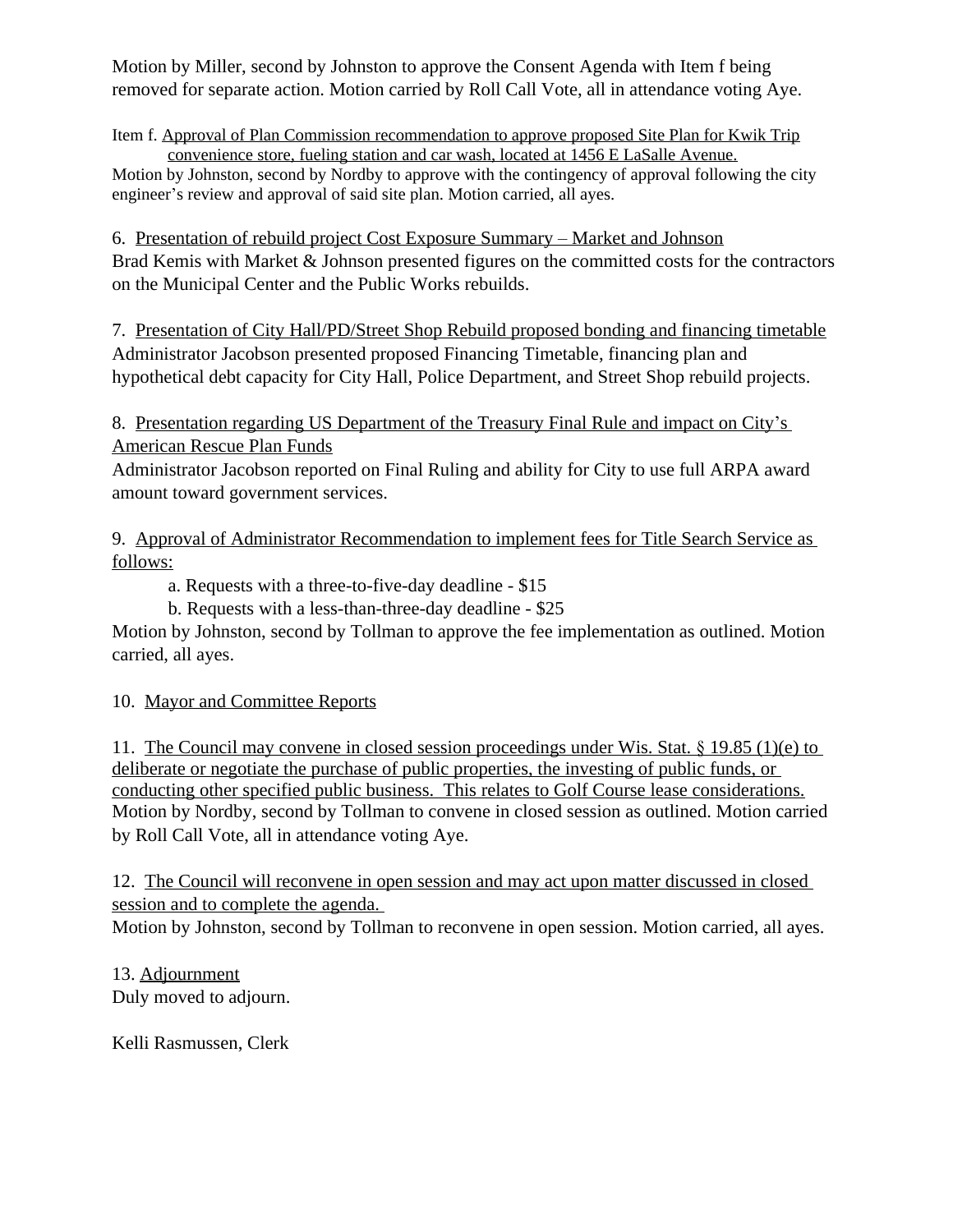Motion by Miller, second by Johnston to approve the Consent Agenda with Item f being removed for separate action. Motion carried by Roll Call Vote, all in attendance voting Aye.

Item f. Approval of Plan Commission recommendation to approve proposed Site Plan for Kwik Trip convenience store, fueling station and car wash, located at 1456 E LaSalle Avenue.
Motion by Johnston, second by Nordby to approve with the contingency of approval following the city engineer's review and approval of said site plan. Motion carried, all ayes.

6. Presentation of rebuild project Cost Exposure Summary – Market and Johnson
Brad Kemis with Market & Johnson presented figures on the committed costs for the contractors on the Municipal Center and the Public Works rebuilds.

7. Presentation of City Hall/PD/Street Shop Rebuild proposed bonding and financing timetable
Administrator Jacobson presented proposed Financing Timetable, financing plan and hypothetical debt capacity for City Hall, Police Department, and Street Shop rebuild projects.

8. Presentation regarding US Department of the Treasury Final Rule and impact on City's American Rescue Plan Funds
Administrator Jacobson reported on Final Ruling and ability for City to use full ARPA award amount toward government services.

9. Approval of Administrator Recommendation to implement fees for Title Search Service as follows:

a. Requests with a three-to-five-day deadline - $15
b. Requests with a less-than-three-day deadline - $25

Motion by Johnston, second by Tollman to approve the fee implementation as outlined. Motion carried, all ayes.

10. Mayor and Committee Reports

11. The Council may convene in closed session proceedings under Wis. Stat. § 19.85 (1)(e) to deliberate or negotiate the purchase of public properties, the investing of public funds, or conducting other specified public business. This relates to Golf Course lease considerations.
Motion by Nordby, second by Tollman to convene in closed session as outlined. Motion carried by Roll Call Vote, all in attendance voting Aye.

12. The Council will reconvene in open session and may act upon matter discussed in closed session and to complete the agenda.
Motion by Johnston, second by Tollman to reconvene in open session. Motion carried, all ayes.

13. Adjournment
Duly moved to adjourn.

Kelli Rasmussen, Clerk